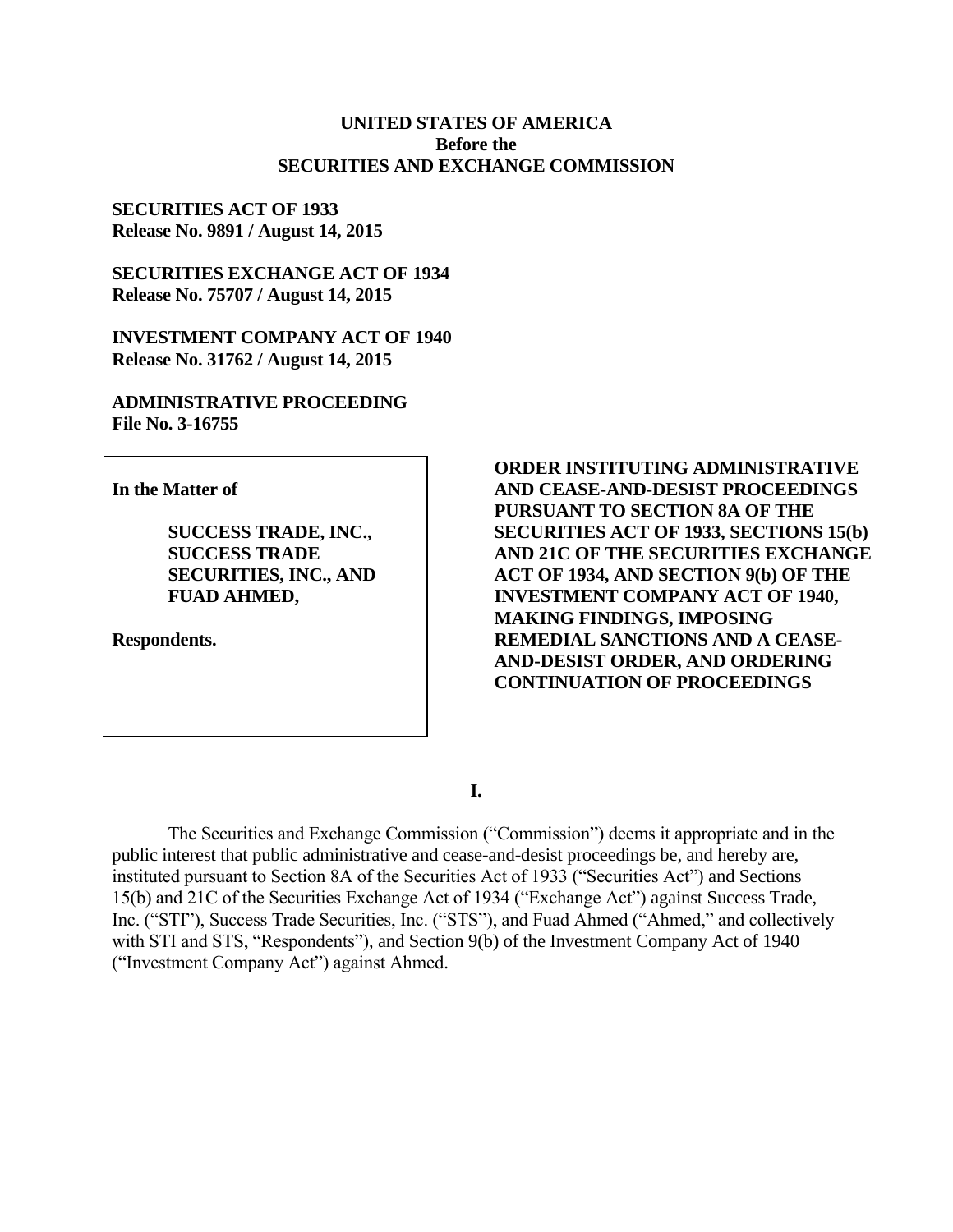**UNITED STATES OF AMERICA**
**Before the**
**SECURITIES AND EXCHANGE COMMISSION**

**SECURITIES ACT OF 1933**
**Release No. 9891 / August 14, 2015**

**SECURITIES EXCHANGE ACT OF 1934**
**Release No. 75707 / August 14, 2015**

**INVESTMENT COMPANY ACT OF 1940**
**Release No. 31762 / August 14, 2015**

**ADMINISTRATIVE PROCEEDING**
**File No. 3-16755**

**In the Matter of**

**SUCCESS TRADE, INC., SUCCESS TRADE SECURITIES, INC., AND FUAD AHMED,**

**Respondents.**

**ORDER INSTITUTING ADMINISTRATIVE AND CEASE-AND-DESIST PROCEEDINGS PURSUANT TO SECTION 8A OF THE SECURITIES ACT OF 1933, SECTIONS 15(b) AND 21C OF THE SECURITIES EXCHANGE ACT OF 1934, AND SECTION 9(b) OF THE INVESTMENT COMPANY ACT OF 1940, MAKING FINDINGS, IMPOSING REMEDIAL SANCTIONS AND A CEASE-AND-DESIST ORDER, AND ORDERING CONTINUATION OF PROCEEDINGS**

## I.

The Securities and Exchange Commission ("Commission") deems it appropriate and in the public interest that public administrative and cease-and-desist proceedings be, and hereby are, instituted pursuant to Section 8A of the Securities Act of 1933 ("Securities Act") and Sections 15(b) and 21C of the Securities Exchange Act of 1934 ("Exchange Act") against Success Trade, Inc. ("STI"), Success Trade Securities, Inc. ("STS"), and Fuad Ahmed ("Ahmed," and collectively with STI and STS, "Respondents"), and Section 9(b) of the Investment Company Act of 1940 ("Investment Company Act") against Ahmed.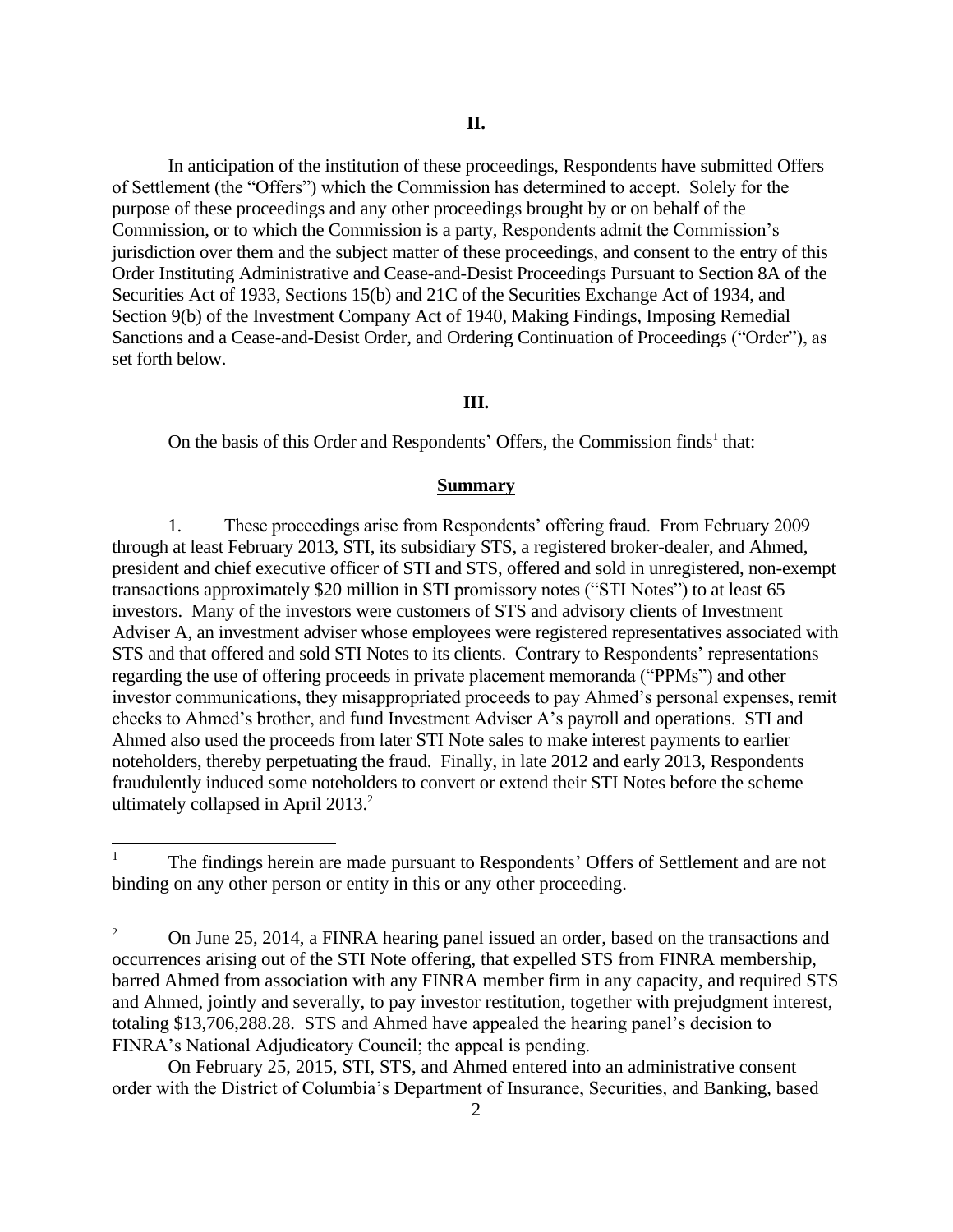## II.

In anticipation of the institution of these proceedings, Respondents have submitted Offers of Settlement (the "Offers") which the Commission has determined to accept. Solely for the purpose of these proceedings and any other proceedings brought by or on behalf of the Commission, or to which the Commission is a party, Respondents admit the Commission's jurisdiction over them and the subject matter of these proceedings, and consent to the entry of this Order Instituting Administrative and Cease-and-Desist Proceedings Pursuant to Section 8A of the Securities Act of 1933, Sections 15(b) and 21C of the Securities Exchange Act of 1934, and Section 9(b) of the Investment Company Act of 1940, Making Findings, Imposing Remedial Sanctions and a Cease-and-Desist Order, and Ordering Continuation of Proceedings ("Order"), as set forth below.

## III.

On the basis of this Order and Respondents' Offers, the Commission finds[1] that:

**Summary**

1. These proceedings arise from Respondents' offering fraud. From February 2009 through at least February 2013, STI, its subsidiary STS, a registered broker-dealer, and Ahmed, president and chief executive officer of STI and STS, offered and sold in unregistered, non-exempt transactions approximately \$20 million in STI promissory notes ("STI Notes") to at least 65 investors. Many of the investors were customers of STS and advisory clients of Investment Adviser A, an investment adviser whose employees were registered representatives associated with STS and that offered and sold STI Notes to its clients. Contrary to Respondents' representations regarding the use of offering proceeds in private placement memoranda ("PPMs") and other investor communications, they misappropriated proceeds to pay Ahmed's personal expenses, remit checks to Ahmed's brother, and fund Investment Adviser A's payroll and operations. STI and Ahmed also used the proceeds from later STI Note sales to make interest payments to earlier noteholders, thereby perpetuating the fraud. Finally, in late 2012 and early 2013, Respondents fraudulently induced some noteholders to convert or extend their STI Notes before the scheme ultimately collapsed in April 2013.[2]

---

[1] The findings herein are made pursuant to Respondents' Offers of Settlement and are not binding on any other person or entity in this or any other proceeding.

[2] On June 25, 2014, a FINRA hearing panel issued an order, based on the transactions and occurrences arising out of the STI Note offering, that expelled STS from FINRA membership, barred Ahmed from association with any FINRA member firm in any capacity, and required STS and Ahmed, jointly and severally, to pay investor restitution, together with prejudgment interest, totaling \$13,706,288.28. STS and Ahmed have appealed the hearing panel's decision to FINRA's National Adjudicatory Council; the appeal is pending.

On February 25, 2015, STI, STS, and Ahmed entered into an administrative consent order with the District of Columbia's Department of Insurance, Securities, and Banking, based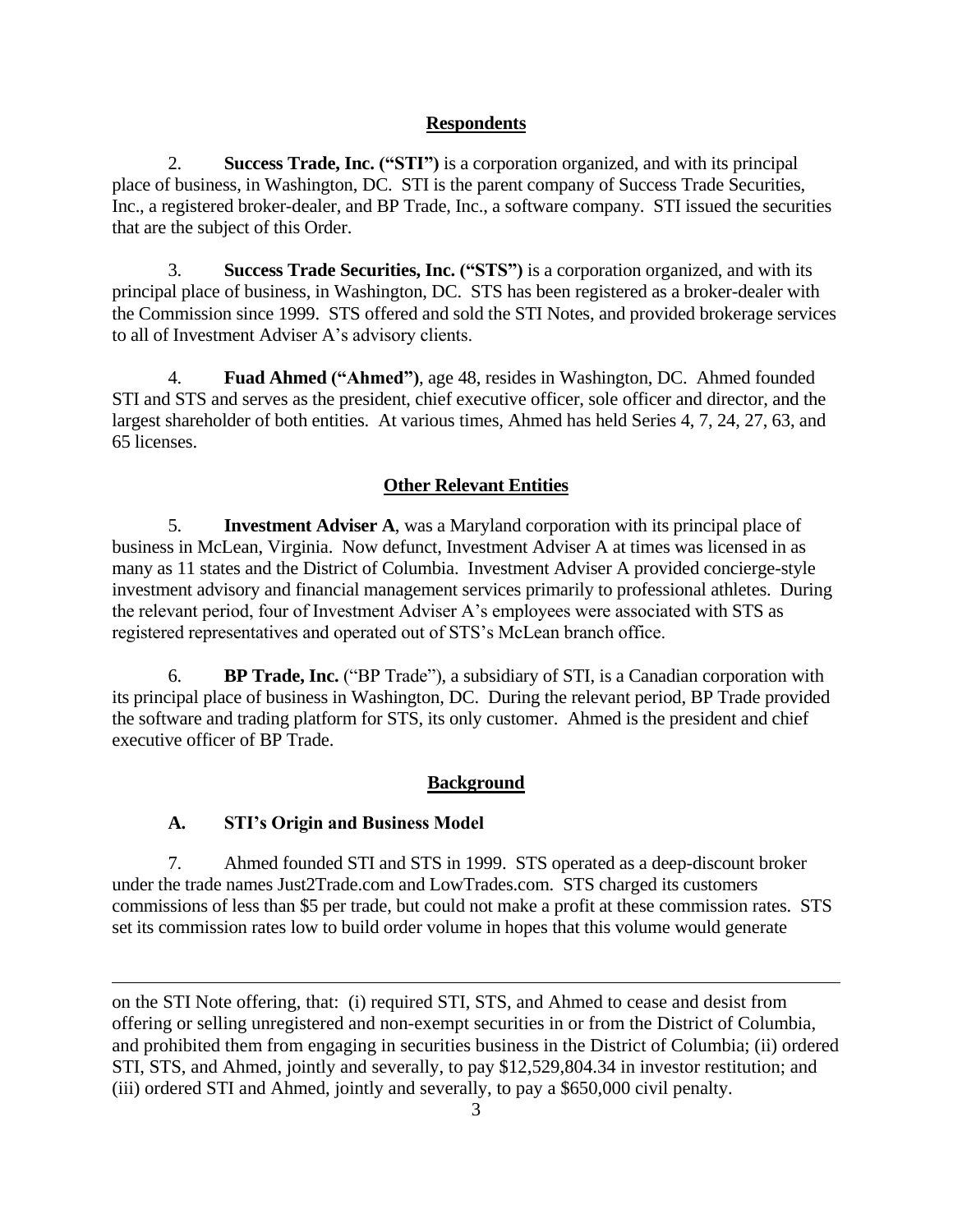## Respondents

2. **Success Trade, Inc. ("STI")** is a corporation organized, and with its principal place of business, in Washington, DC. STI is the parent company of Success Trade Securities, Inc., a registered broker-dealer, and BP Trade, Inc., a software company. STI issued the securities that are the subject of this Order.

3. **Success Trade Securities, Inc. ("STS")** is a corporation organized, and with its principal place of business, in Washington, DC. STS has been registered as a broker-dealer with the Commission since 1999. STS offered and sold the STI Notes, and provided brokerage services to all of Investment Adviser A's advisory clients.

4. **Fuad Ahmed ("Ahmed")**, age 48, resides in Washington, DC. Ahmed founded STI and STS and serves as the president, chief executive officer, sole officer and director, and the largest shareholder of both entities. At various times, Ahmed has held Series 4, 7, 24, 27, 63, and 65 licenses.

## Other Relevant Entities

5. **Investment Adviser A**, was a Maryland corporation with its principal place of business in McLean, Virginia. Now defunct, Investment Adviser A at times was licensed in as many as 11 states and the District of Columbia. Investment Adviser A provided concierge-style investment advisory and financial management services primarily to professional athletes. During the relevant period, four of Investment Adviser A's employees were associated with STS as registered representatives and operated out of STS's McLean branch office.

6. **BP Trade, Inc.** ("BP Trade"), a subsidiary of STI, is a Canadian corporation with its principal place of business in Washington, DC. During the relevant period, BP Trade provided the software and trading platform for STS, its only customer. Ahmed is the president and chief executive officer of BP Trade.

## Background

### A. STI's Origin and Business Model

7. Ahmed founded STI and STS in 1999. STS operated as a deep-discount broker under the trade names Just2Trade.com and LowTrades.com. STS charged its customers commissions of less than $5 per trade, but could not make a profit at these commission rates. STS set its commission rates low to build order volume in hopes that this volume would generate

---

on the STI Note offering, that: (i) required STI, STS, and Ahmed to cease and desist from offering or selling unregistered and non-exempt securities in or from the District of Columbia, and prohibited them from engaging in securities business in the District of Columbia; (ii) ordered STI, STS, and Ahmed, jointly and severally, to pay $12,529,804.34 in investor restitution; and (iii) ordered STI and Ahmed, jointly and severally, to pay a $650,000 civil penalty.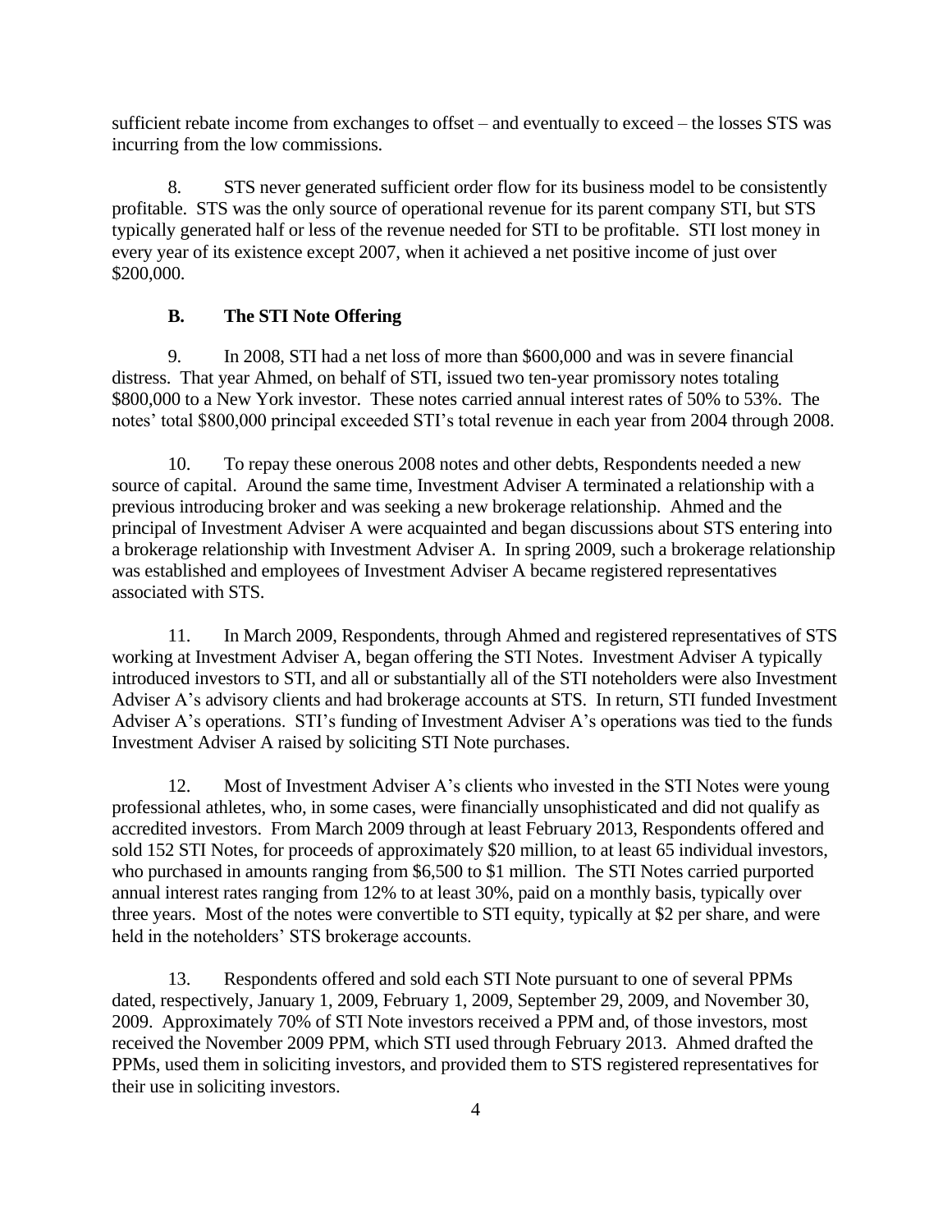sufficient rebate income from exchanges to offset – and eventually to exceed – the losses STS was incurring from the low commissions.

8. STS never generated sufficient order flow for its business model to be consistently profitable. STS was the only source of operational revenue for its parent company STI, but STS typically generated half or less of the revenue needed for STI to be profitable. STI lost money in every year of its existence except 2007, when it achieved a net positive income of just over $200,000.

### B. The STI Note Offering

9. In 2008, STI had a net loss of more than $600,000 and was in severe financial distress. That year Ahmed, on behalf of STI, issued two ten-year promissory notes totaling $800,000 to a New York investor. These notes carried annual interest rates of 50% to 53%. The notes' total $800,000 principal exceeded STI's total revenue in each year from 2004 through 2008.

10. To repay these onerous 2008 notes and other debts, Respondents needed a new source of capital. Around the same time, Investment Adviser A terminated a relationship with a previous introducing broker and was seeking a new brokerage relationship. Ahmed and the principal of Investment Adviser A were acquainted and began discussions about STS entering into a brokerage relationship with Investment Adviser A. In spring 2009, such a brokerage relationship was established and employees of Investment Adviser A became registered representatives associated with STS.

11. In March 2009, Respondents, through Ahmed and registered representatives of STS working at Investment Adviser A, began offering the STI Notes. Investment Adviser A typically introduced investors to STI, and all or substantially all of the STI noteholders were also Investment Adviser A's advisory clients and had brokerage accounts at STS. In return, STI funded Investment Adviser A's operations. STI's funding of Investment Adviser A's operations was tied to the funds Investment Adviser A raised by soliciting STI Note purchases.

12. Most of Investment Adviser A's clients who invested in the STI Notes were young professional athletes, who, in some cases, were financially unsophisticated and did not qualify as accredited investors. From March 2009 through at least February 2013, Respondents offered and sold 152 STI Notes, for proceeds of approximately $20 million, to at least 65 individual investors, who purchased in amounts ranging from $6,500 to $1 million. The STI Notes carried purported annual interest rates ranging from 12% to at least 30%, paid on a monthly basis, typically over three years. Most of the notes were convertible to STI equity, typically at $2 per share, and were held in the noteholders' STS brokerage accounts.

13. Respondents offered and sold each STI Note pursuant to one of several PPMs dated, respectively, January 1, 2009, February 1, 2009, September 29, 2009, and November 30, 2009. Approximately 70% of STI Note investors received a PPM and, of those investors, most received the November 2009 PPM, which STI used through February 2013. Ahmed drafted the PPMs, used them in soliciting investors, and provided them to STS registered representatives for their use in soliciting investors.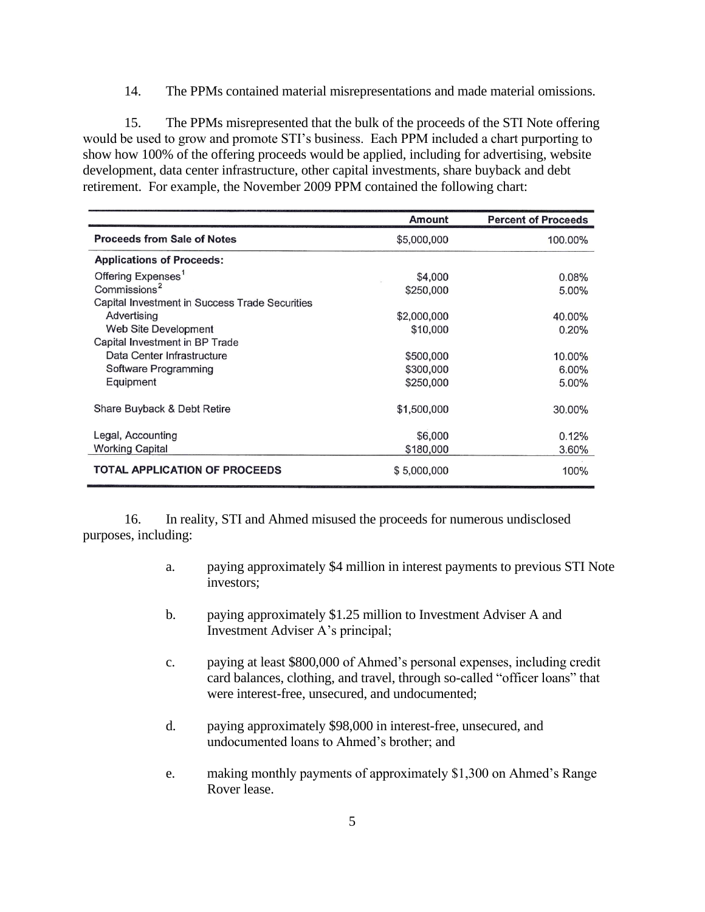14. The PPMs contained material misrepresentations and made material omissions.

15. The PPMs misrepresented that the bulk of the proceeds of the STI Note offering would be used to grow and promote STI's business. Each PPM included a chart purporting to show how 100% of the offering proceeds would be applied, including for advertising, website development, data center infrastructure, other capital investments, share buyback and debt retirement. For example, the November 2009 PPM contained the following chart:

| | Amount | Percent of Proceeds |
|---|---|---|
| **Proceeds from Sale of Notes** | $5,000,000 | 100.00% |
| **Applications of Proceeds:** | | |
| Offering Expenses[1] | $4,000 | 0.08% |
| Commissions[2] | $250,000 | 5.00% |
| Capital Investment in Success Trade Securities | | |
| Advertising | $2,000,000 | 40.00% |
| Web Site Development | $10,000 | 0.20% |
| Capital Investment in BP Trade | | |
| Data Center Infrastructure | $500,000 | 10.00% |
| Software Programming | $300,000 | 6.00% |
| Equipment | $250,000 | 5.00% |
| Share Buyback & Debt Retire | $1,500,000 | 30.00% |
| Legal, Accounting | $6,000 | 0.12% |
| Working Capital | $180,000 | 3.60% |
| **TOTAL APPLICATION OF PROCEEDS** | $ 5,000,000 | 100% |

16. In reality, STI and Ahmed misused the proceeds for numerous undisclosed purposes, including:

a. paying approximately $4 million in interest payments to previous STI Note investors;

b. paying approximately $1.25 million to Investment Adviser A and Investment Adviser A's principal;

c. paying at least $800,000 of Ahmed's personal expenses, including credit card balances, clothing, and travel, through so-called "officer loans" that were interest-free, unsecured, and undocumented;

d. paying approximately $98,000 in interest-free, unsecured, and undocumented loans to Ahmed's brother; and

e. making monthly payments of approximately $1,300 on Ahmed's Range Rover lease.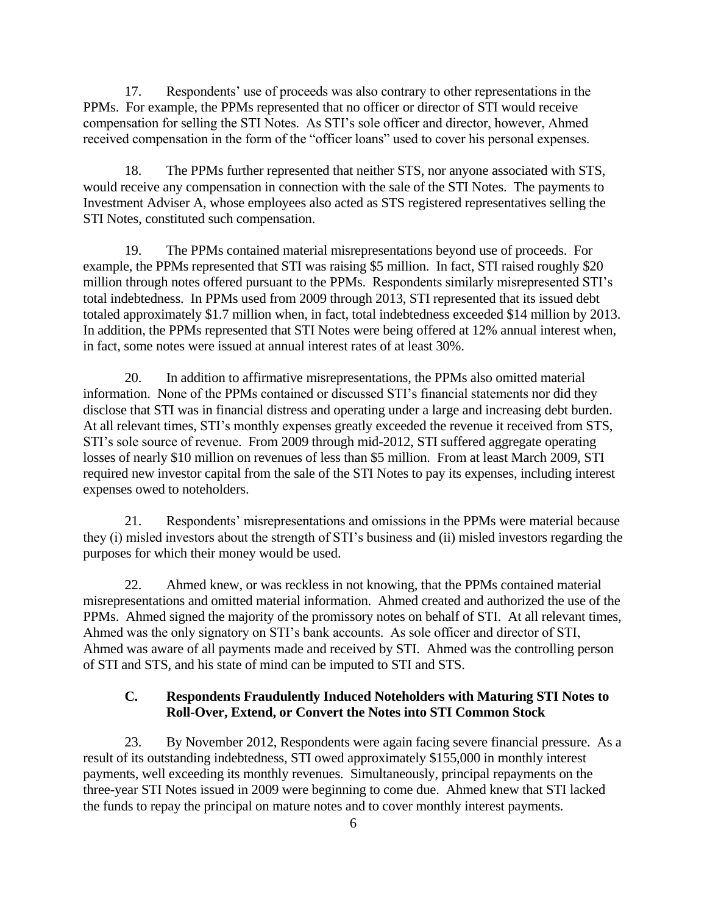17. Respondents' use of proceeds was also contrary to other representations in the PPMs. For example, the PPMs represented that no officer or director of STI would receive compensation for selling the STI Notes. As STI's sole officer and director, however, Ahmed received compensation in the form of the "officer loans" used to cover his personal expenses.

18. The PPMs further represented that neither STS, nor anyone associated with STS, would receive any compensation in connection with the sale of the STI Notes. The payments to Investment Adviser A, whose employees also acted as STS registered representatives selling the STI Notes, constituted such compensation.

19. The PPMs contained material misrepresentations beyond use of proceeds. For example, the PPMs represented that STI was raising $5 million. In fact, STI raised roughly $20 million through notes offered pursuant to the PPMs. Respondents similarly misrepresented STI's total indebtedness. In PPMs used from 2009 through 2013, STI represented that its issued debt totaled approximately $1.7 million when, in fact, total indebtedness exceeded $14 million by 2013. In addition, the PPMs represented that STI Notes were being offered at 12% annual interest when, in fact, some notes were issued at annual interest rates of at least 30%.

20. In addition to affirmative misrepresentations, the PPMs also omitted material information. None of the PPMs contained or discussed STI's financial statements nor did they disclose that STI was in financial distress and operating under a large and increasing debt burden. At all relevant times, STI's monthly expenses greatly exceeded the revenue it received from STS, STI's sole source of revenue. From 2009 through mid-2012, STI suffered aggregate operating losses of nearly $10 million on revenues of less than $5 million. From at least March 2009, STI required new investor capital from the sale of the STI Notes to pay its expenses, including interest expenses owed to noteholders.

21. Respondents' misrepresentations and omissions in the PPMs were material because they (i) misled investors about the strength of STI's business and (ii) misled investors regarding the purposes for which their money would be used.

22. Ahmed knew, or was reckless in not knowing, that the PPMs contained material misrepresentations and omitted material information. Ahmed created and authorized the use of the PPMs. Ahmed signed the majority of the promissory notes on behalf of STI. At all relevant times, Ahmed was the only signatory on STI's bank accounts. As sole officer and director of STI, Ahmed was aware of all payments made and received by STI. Ahmed was the controlling person of STI and STS, and his state of mind can be imputed to STI and STS.

### C. Respondents Fraudulently Induced Noteholders with Maturing STI Notes to Roll-Over, Extend, or Convert the Notes into STI Common Stock

23. By November 2012, Respondents were again facing severe financial pressure. As a result of its outstanding indebtedness, STI owed approximately $155,000 in monthly interest payments, well exceeding its monthly revenues. Simultaneously, principal repayments on the three-year STI Notes issued in 2009 were beginning to come due. Ahmed knew that STI lacked the funds to repay the principal on mature notes and to cover monthly interest payments.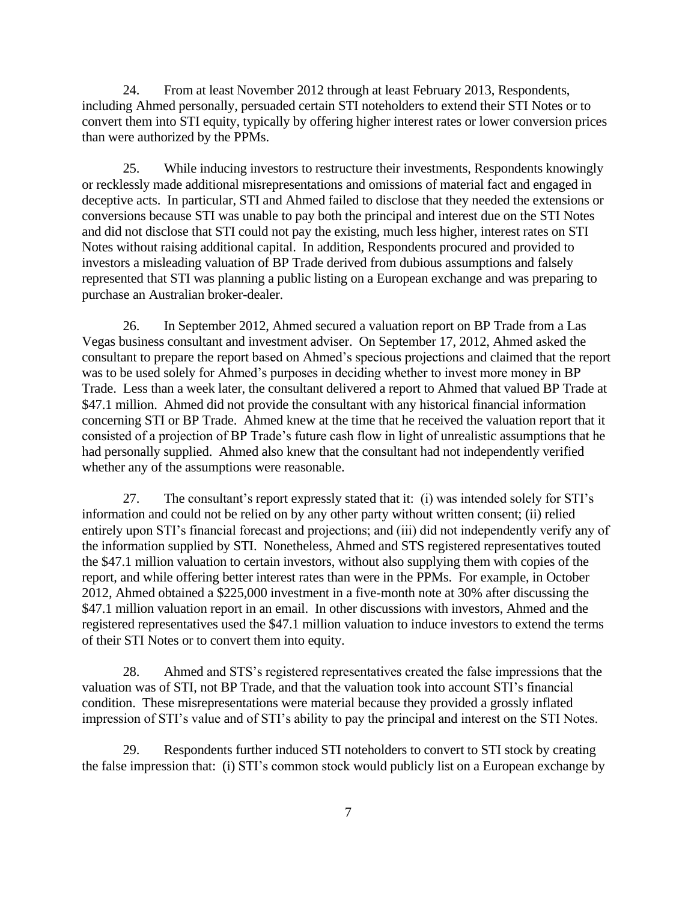24. From at least November 2012 through at least February 2013, Respondents, including Ahmed personally, persuaded certain STI noteholders to extend their STI Notes or to convert them into STI equity, typically by offering higher interest rates or lower conversion prices than were authorized by the PPMs.

25. While inducing investors to restructure their investments, Respondents knowingly or recklessly made additional misrepresentations and omissions of material fact and engaged in deceptive acts. In particular, STI and Ahmed failed to disclose that they needed the extensions or conversions because STI was unable to pay both the principal and interest due on the STI Notes and did not disclose that STI could not pay the existing, much less higher, interest rates on STI Notes without raising additional capital. In addition, Respondents procured and provided to investors a misleading valuation of BP Trade derived from dubious assumptions and falsely represented that STI was planning a public listing on a European exchange and was preparing to purchase an Australian broker-dealer.

26. In September 2012, Ahmed secured a valuation report on BP Trade from a Las Vegas business consultant and investment adviser. On September 17, 2012, Ahmed asked the consultant to prepare the report based on Ahmed's specious projections and claimed that the report was to be used solely for Ahmed's purposes in deciding whether to invest more money in BP Trade. Less than a week later, the consultant delivered a report to Ahmed that valued BP Trade at $47.1 million. Ahmed did not provide the consultant with any historical financial information concerning STI or BP Trade. Ahmed knew at the time that he received the valuation report that it consisted of a projection of BP Trade's future cash flow in light of unrealistic assumptions that he had personally supplied. Ahmed also knew that the consultant had not independently verified whether any of the assumptions were reasonable.

27. The consultant's report expressly stated that it: (i) was intended solely for STI's information and could not be relied on by any other party without written consent; (ii) relied entirely upon STI's financial forecast and projections; and (iii) did not independently verify any of the information supplied by STI. Nonetheless, Ahmed and STS registered representatives touted the $47.1 million valuation to certain investors, without also supplying them with copies of the report, and while offering better interest rates than were in the PPMs. For example, in October 2012, Ahmed obtained a $225,000 investment in a five-month note at 30% after discussing the $47.1 million valuation report in an email. In other discussions with investors, Ahmed and the registered representatives used the $47.1 million valuation to induce investors to extend the terms of their STI Notes or to convert them into equity.

28. Ahmed and STS's registered representatives created the false impressions that the valuation was of STI, not BP Trade, and that the valuation took into account STI's financial condition. These misrepresentations were material because they provided a grossly inflated impression of STI's value and of STI's ability to pay the principal and interest on the STI Notes.

29. Respondents further induced STI noteholders to convert to STI stock by creating the false impression that: (i) STI's common stock would publicly list on a European exchange by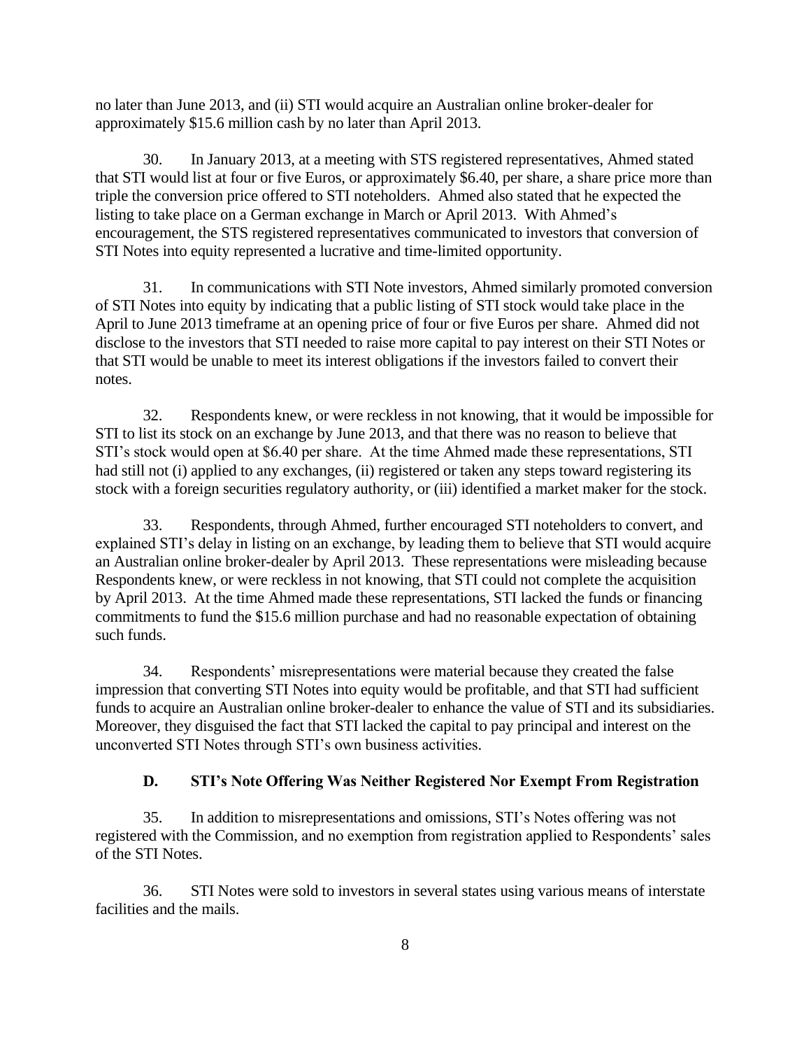no later than June 2013, and (ii) STI would acquire an Australian online broker-dealer for approximately $15.6 million cash by no later than April 2013.

30. In January 2013, at a meeting with STS registered representatives, Ahmed stated that STI would list at four or five Euros, or approximately $6.40, per share, a share price more than triple the conversion price offered to STI noteholders. Ahmed also stated that he expected the listing to take place on a German exchange in March or April 2013. With Ahmed's encouragement, the STS registered representatives communicated to investors that conversion of STI Notes into equity represented a lucrative and time-limited opportunity.

31. In communications with STI Note investors, Ahmed similarly promoted conversion of STI Notes into equity by indicating that a public listing of STI stock would take place in the April to June 2013 timeframe at an opening price of four or five Euros per share. Ahmed did not disclose to the investors that STI needed to raise more capital to pay interest on their STI Notes or that STI would be unable to meet its interest obligations if the investors failed to convert their notes.

32. Respondents knew, or were reckless in not knowing, that it would be impossible for STI to list its stock on an exchange by June 2013, and that there was no reason to believe that STI's stock would open at $6.40 per share. At the time Ahmed made these representations, STI had still not (i) applied to any exchanges, (ii) registered or taken any steps toward registering its stock with a foreign securities regulatory authority, or (iii) identified a market maker for the stock.

33. Respondents, through Ahmed, further encouraged STI noteholders to convert, and explained STI's delay in listing on an exchange, by leading them to believe that STI would acquire an Australian online broker-dealer by April 2013. These representations were misleading because Respondents knew, or were reckless in not knowing, that STI could not complete the acquisition by April 2013. At the time Ahmed made these representations, STI lacked the funds or financing commitments to fund the $15.6 million purchase and had no reasonable expectation of obtaining such funds.

34. Respondents' misrepresentations were material because they created the false impression that converting STI Notes into equity would be profitable, and that STI had sufficient funds to acquire an Australian online broker-dealer to enhance the value of STI and its subsidiaries. Moreover, they disguised the fact that STI lacked the capital to pay principal and interest on the unconverted STI Notes through STI's own business activities.

### D. STI's Note Offering Was Neither Registered Nor Exempt From Registration

35. In addition to misrepresentations and omissions, STI's Notes offering was not registered with the Commission, and no exemption from registration applied to Respondents' sales of the STI Notes.

36. STI Notes were sold to investors in several states using various means of interstate facilities and the mails.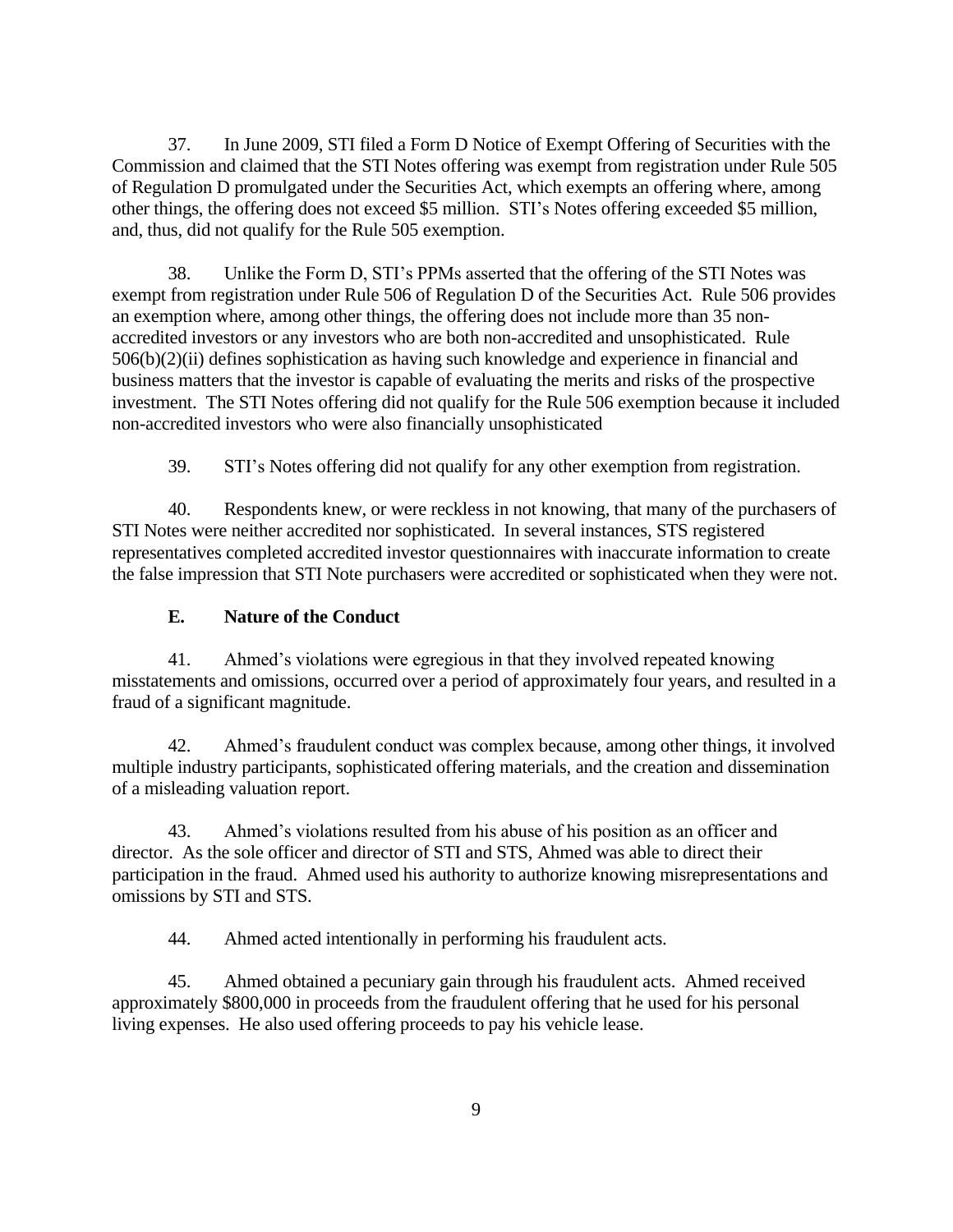37. In June 2009, STI filed a Form D Notice of Exempt Offering of Securities with the Commission and claimed that the STI Notes offering was exempt from registration under Rule 505 of Regulation D promulgated under the Securities Act, which exempts an offering where, among other things, the offering does not exceed $5 million. STI's Notes offering exceeded $5 million, and, thus, did not qualify for the Rule 505 exemption.

38. Unlike the Form D, STI's PPMs asserted that the offering of the STI Notes was exempt from registration under Rule 506 of Regulation D of the Securities Act. Rule 506 provides an exemption where, among other things, the offering does not include more than 35 non-accredited investors or any investors who are both non-accredited and unsophisticated. Rule 506(b)(2)(ii) defines sophistication as having such knowledge and experience in financial and business matters that the investor is capable of evaluating the merits and risks of the prospective investment. The STI Notes offering did not qualify for the Rule 506 exemption because it included non-accredited investors who were also financially unsophisticated

39. STI's Notes offering did not qualify for any other exemption from registration.

40. Respondents knew, or were reckless in not knowing, that many of the purchasers of STI Notes were neither accredited nor sophisticated. In several instances, STS registered representatives completed accredited investor questionnaires with inaccurate information to create the false impression that STI Note purchasers were accredited or sophisticated when they were not.

### E. Nature of the Conduct

41. Ahmed's violations were egregious in that they involved repeated knowing misstatements and omissions, occurred over a period of approximately four years, and resulted in a fraud of a significant magnitude.

42. Ahmed's fraudulent conduct was complex because, among other things, it involved multiple industry participants, sophisticated offering materials, and the creation and dissemination of a misleading valuation report.

43. Ahmed's violations resulted from his abuse of his position as an officer and director. As the sole officer and director of STI and STS, Ahmed was able to direct their participation in the fraud. Ahmed used his authority to authorize knowing misrepresentations and omissions by STI and STS.

44. Ahmed acted intentionally in performing his fraudulent acts.

45. Ahmed obtained a pecuniary gain through his fraudulent acts. Ahmed received approximately $800,000 in proceeds from the fraudulent offering that he used for his personal living expenses. He also used offering proceeds to pay his vehicle lease.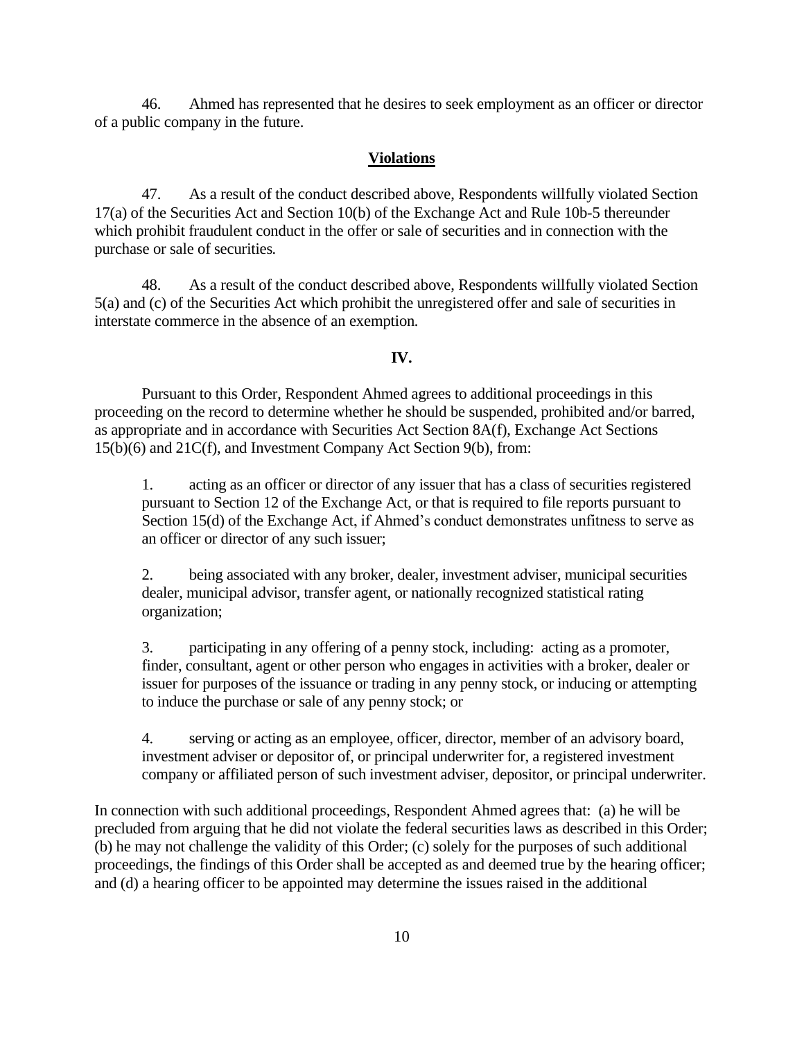46. Ahmed has represented that he desires to seek employment as an officer or director of a public company in the future.

## Violations

47. As a result of the conduct described above, Respondents willfully violated Section 17(a) of the Securities Act and Section 10(b) of the Exchange Act and Rule 10b-5 thereunder which prohibit fraudulent conduct in the offer or sale of securities and in connection with the purchase or sale of securities.

48. As a result of the conduct described above, Respondents willfully violated Section 5(a) and (c) of the Securities Act which prohibit the unregistered offer and sale of securities in interstate commerce in the absence of an exemption.

## IV.

Pursuant to this Order, Respondent Ahmed agrees to additional proceedings in this proceeding on the record to determine whether he should be suspended, prohibited and/or barred, as appropriate and in accordance with Securities Act Section 8A(f), Exchange Act Sections 15(b)(6) and 21C(f), and Investment Company Act Section 9(b), from:

1. acting as an officer or director of any issuer that has a class of securities registered pursuant to Section 12 of the Exchange Act, or that is required to file reports pursuant to Section 15(d) of the Exchange Act, if Ahmed's conduct demonstrates unfitness to serve as an officer or director of any such issuer;

2. being associated with any broker, dealer, investment adviser, municipal securities dealer, municipal advisor, transfer agent, or nationally recognized statistical rating organization;

3. participating in any offering of a penny stock, including: acting as a promoter, finder, consultant, agent or other person who engages in activities with a broker, dealer or issuer for purposes of the issuance or trading in any penny stock, or inducing or attempting to induce the purchase or sale of any penny stock; or

4. serving or acting as an employee, officer, director, member of an advisory board, investment adviser or depositor of, or principal underwriter for, a registered investment company or affiliated person of such investment adviser, depositor, or principal underwriter.

In connection with such additional proceedings, Respondent Ahmed agrees that: (a) he will be precluded from arguing that he did not violate the federal securities laws as described in this Order; (b) he may not challenge the validity of this Order; (c) solely for the purposes of such additional proceedings, the findings of this Order shall be accepted as and deemed true by the hearing officer; and (d) a hearing officer to be appointed may determine the issues raised in the additional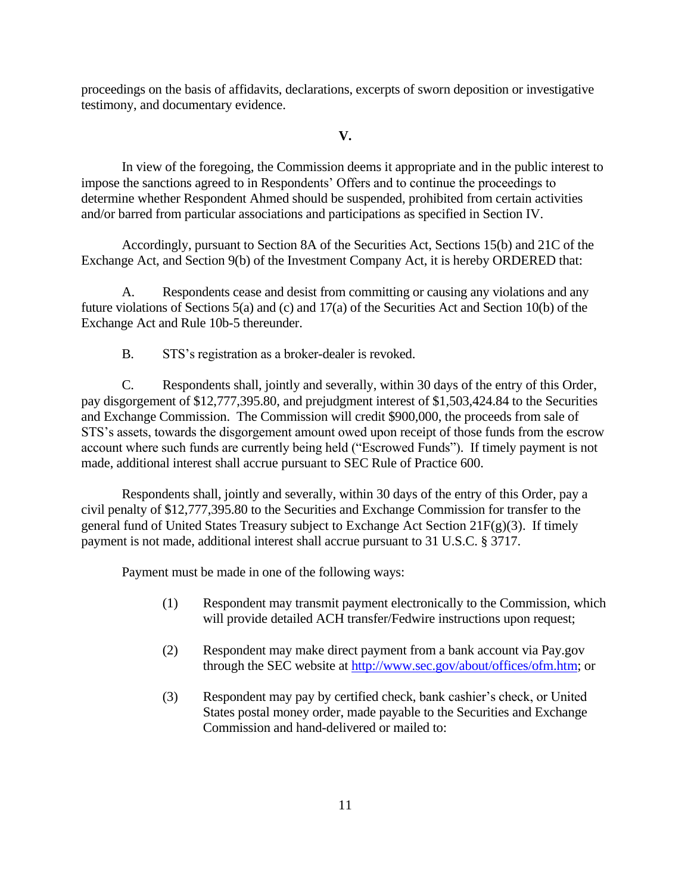proceedings on the basis of affidavits, declarations, excerpts of sworn deposition or investigative testimony, and documentary evidence.

## V.

In view of the foregoing, the Commission deems it appropriate and in the public interest to impose the sanctions agreed to in Respondents' Offers and to continue the proceedings to determine whether Respondent Ahmed should be suspended, prohibited from certain activities and/or barred from particular associations and participations as specified in Section IV.

Accordingly, pursuant to Section 8A of the Securities Act, Sections 15(b) and 21C of the Exchange Act, and Section 9(b) of the Investment Company Act, it is hereby ORDERED that:

A. Respondents cease and desist from committing or causing any violations and any future violations of Sections 5(a) and (c) and 17(a) of the Securities Act and Section 10(b) of the Exchange Act and Rule 10b-5 thereunder.

B. STS's registration as a broker-dealer is revoked.

C. Respondents shall, jointly and severally, within 30 days of the entry of this Order, pay disgorgement of $12,777,395.80, and prejudgment interest of $1,503,424.84 to the Securities and Exchange Commission. The Commission will credit $900,000, the proceeds from sale of STS's assets, towards the disgorgement amount owed upon receipt of those funds from the escrow account where such funds are currently being held ("Escrowed Funds"). If timely payment is not made, additional interest shall accrue pursuant to SEC Rule of Practice 600.

Respondents shall, jointly and severally, within 30 days of the entry of this Order, pay a civil penalty of $12,777,395.80 to the Securities and Exchange Commission for transfer to the general fund of United States Treasury subject to Exchange Act Section 21F(g)(3). If timely payment is not made, additional interest shall accrue pursuant to 31 U.S.C. § 3717.

Payment must be made in one of the following ways:

(1) Respondent may transmit payment electronically to the Commission, which will provide detailed ACH transfer/Fedwire instructions upon request;

(2) Respondent may make direct payment from a bank account via Pay.gov through the SEC website at http://www.sec.gov/about/offices/ofm.htm; or

(3) Respondent may pay by certified check, bank cashier's check, or United States postal money order, made payable to the Securities and Exchange Commission and hand-delivered or mailed to: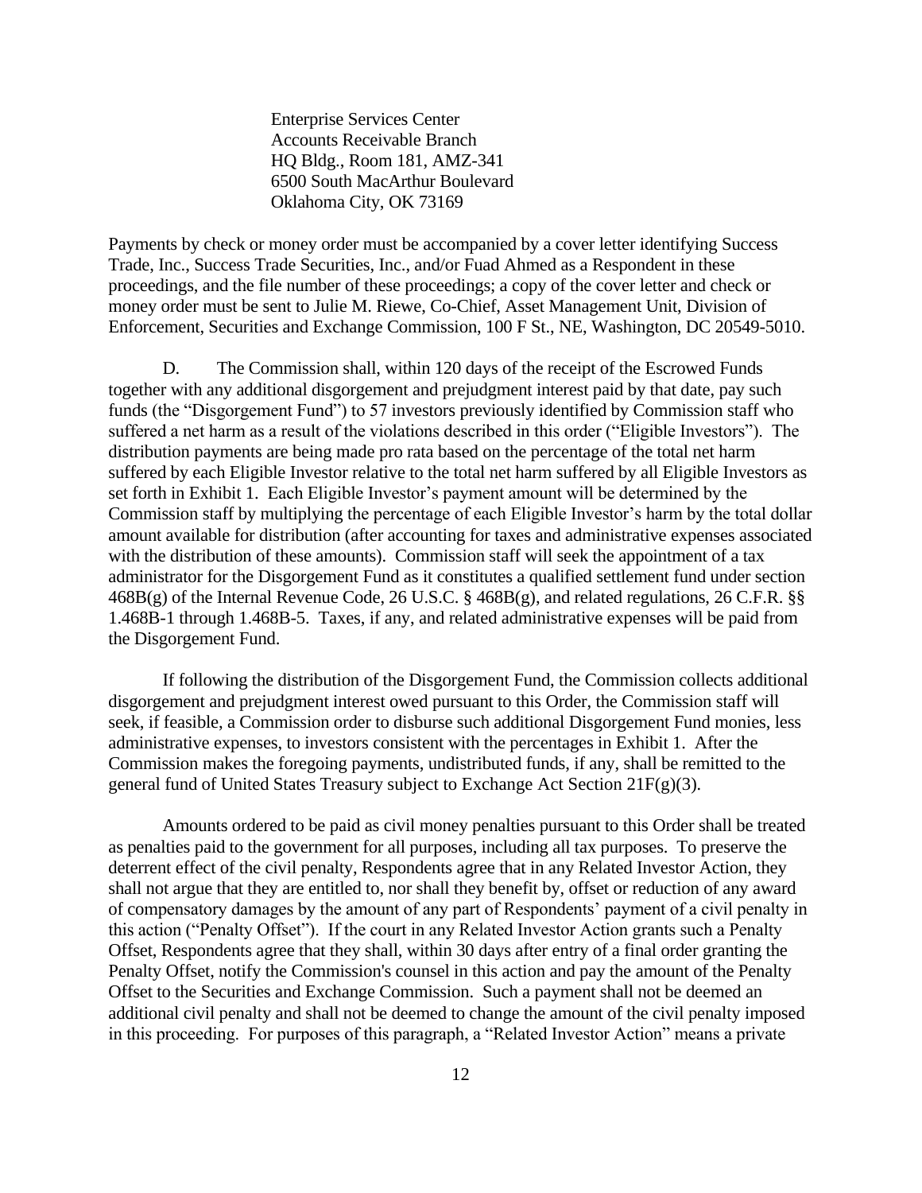Enterprise Services Center
Accounts Receivable Branch
HQ Bldg., Room 181, AMZ-341
6500 South MacArthur Boulevard
Oklahoma City, OK 73169

Payments by check or money order must be accompanied by a cover letter identifying Success Trade, Inc., Success Trade Securities, Inc., and/or Fuad Ahmed as a Respondent in these proceedings, and the file number of these proceedings; a copy of the cover letter and check or money order must be sent to Julie M. Riewe, Co-Chief, Asset Management Unit, Division of Enforcement, Securities and Exchange Commission, 100 F St., NE, Washington, DC 20549-5010.

D. The Commission shall, within 120 days of the receipt of the Escrowed Funds together with any additional disgorgement and prejudgment interest paid by that date, pay such funds (the "Disgorgement Fund") to 57 investors previously identified by Commission staff who suffered a net harm as a result of the violations described in this order ("Eligible Investors"). The distribution payments are being made pro rata based on the percentage of the total net harm suffered by each Eligible Investor relative to the total net harm suffered by all Eligible Investors as set forth in Exhibit 1. Each Eligible Investor's payment amount will be determined by the Commission staff by multiplying the percentage of each Eligible Investor's harm by the total dollar amount available for distribution (after accounting for taxes and administrative expenses associated with the distribution of these amounts). Commission staff will seek the appointment of a tax administrator for the Disgorgement Fund as it constitutes a qualified settlement fund under section 468B(g) of the Internal Revenue Code, 26 U.S.C. § 468B(g), and related regulations, 26 C.F.R. §§ 1.468B-1 through 1.468B-5. Taxes, if any, and related administrative expenses will be paid from the Disgorgement Fund.

If following the distribution of the Disgorgement Fund, the Commission collects additional disgorgement and prejudgment interest owed pursuant to this Order, the Commission staff will seek, if feasible, a Commission order to disburse such additional Disgorgement Fund monies, less administrative expenses, to investors consistent with the percentages in Exhibit 1. After the Commission makes the foregoing payments, undistributed funds, if any, shall be remitted to the general fund of United States Treasury subject to Exchange Act Section 21F(g)(3).

Amounts ordered to be paid as civil money penalties pursuant to this Order shall be treated as penalties paid to the government for all purposes, including all tax purposes. To preserve the deterrent effect of the civil penalty, Respondents agree that in any Related Investor Action, they shall not argue that they are entitled to, nor shall they benefit by, offset or reduction of any award of compensatory damages by the amount of any part of Respondents' payment of a civil penalty in this action ("Penalty Offset"). If the court in any Related Investor Action grants such a Penalty Offset, Respondents agree that they shall, within 30 days after entry of a final order granting the Penalty Offset, notify the Commission's counsel in this action and pay the amount of the Penalty Offset to the Securities and Exchange Commission. Such a payment shall not be deemed an additional civil penalty and shall not be deemed to change the amount of the civil penalty imposed in this proceeding. For purposes of this paragraph, a "Related Investor Action" means a private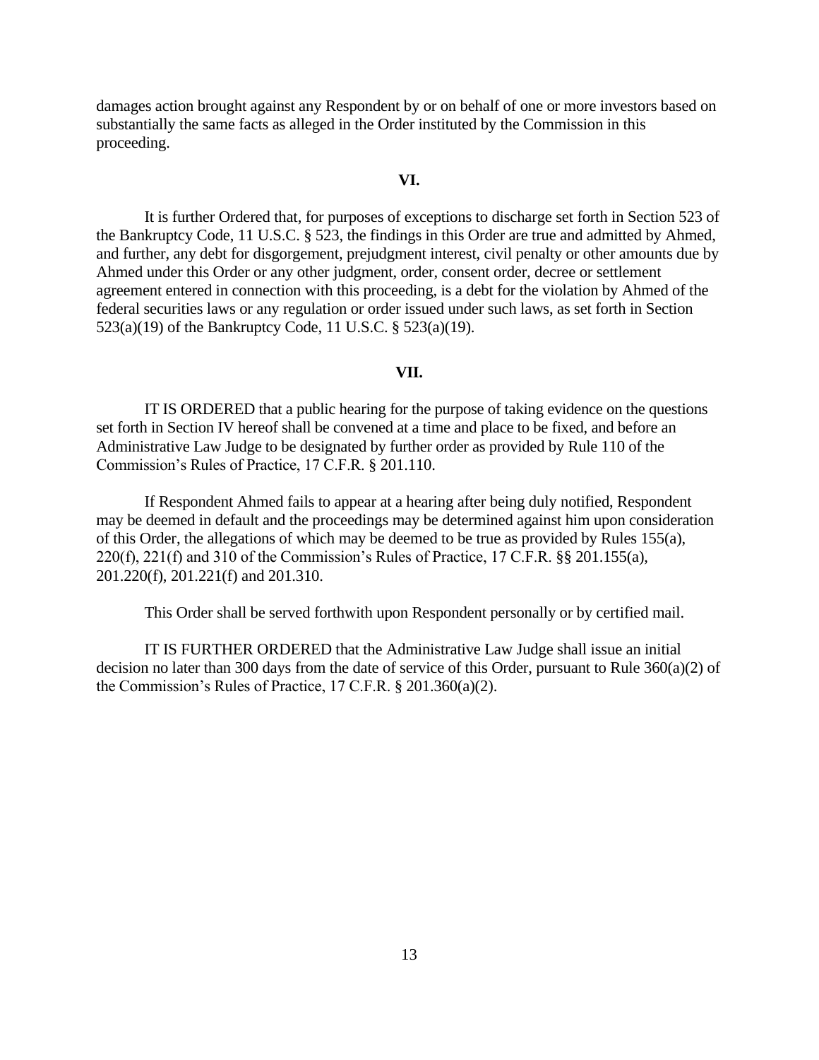damages action brought against any Respondent by or on behalf of one or more investors based on substantially the same facts as alleged in the Order instituted by the Commission in this proceeding.

**VI.**

It is further Ordered that, for purposes of exceptions to discharge set forth in Section 523 of the Bankruptcy Code, 11 U.S.C. § 523, the findings in this Order are true and admitted by Ahmed, and further, any debt for disgorgement, prejudgment interest, civil penalty or other amounts due by Ahmed under this Order or any other judgment, order, consent order, decree or settlement agreement entered in connection with this proceeding, is a debt for the violation by Ahmed of the federal securities laws or any regulation or order issued under such laws, as set forth in Section 523(a)(19) of the Bankruptcy Code, 11 U.S.C. § 523(a)(19).

**VII.**

IT IS ORDERED that a public hearing for the purpose of taking evidence on the questions set forth in Section IV hereof shall be convened at a time and place to be fixed, and before an Administrative Law Judge to be designated by further order as provided by Rule 110 of the Commission's Rules of Practice, 17 C.F.R. § 201.110.

If Respondent Ahmed fails to appear at a hearing after being duly notified, Respondent may be deemed in default and the proceedings may be determined against him upon consideration of this Order, the allegations of which may be deemed to be true as provided by Rules 155(a), 220(f), 221(f) and 310 of the Commission's Rules of Practice, 17 C.F.R. §§ 201.155(a), 201.220(f), 201.221(f) and 201.310.

This Order shall be served forthwith upon Respondent personally or by certified mail.

IT IS FURTHER ORDERED that the Administrative Law Judge shall issue an initial decision no later than 300 days from the date of service of this Order, pursuant to Rule 360(a)(2) of the Commission's Rules of Practice, 17 C.F.R. § 201.360(a)(2).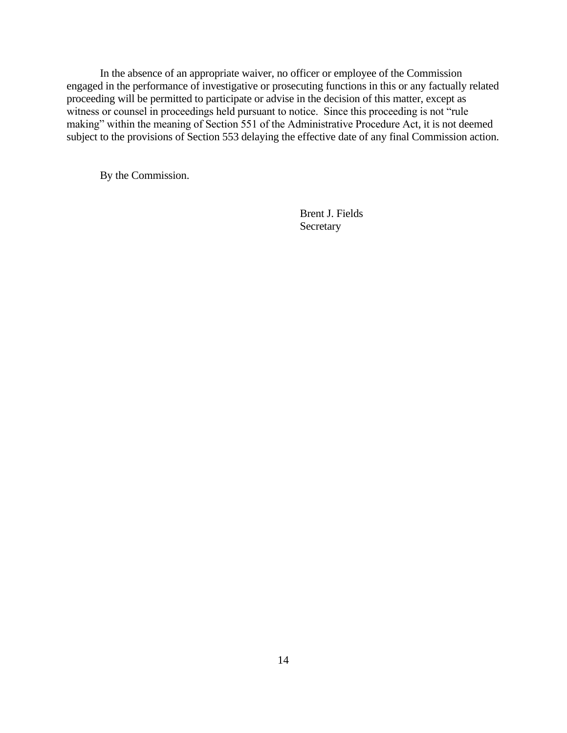In the absence of an appropriate waiver, no officer or employee of the Commission engaged in the performance of investigative or prosecuting functions in this or any factually related proceeding will be permitted to participate or advise in the decision of this matter, except as witness or counsel in proceedings held pursuant to notice. Since this proceeding is not "rule making" within the meaning of Section 551 of the Administrative Procedure Act, it is not deemed subject to the provisions of Section 553 delaying the effective date of any final Commission action.

By the Commission.

Brent J. Fields
Secretary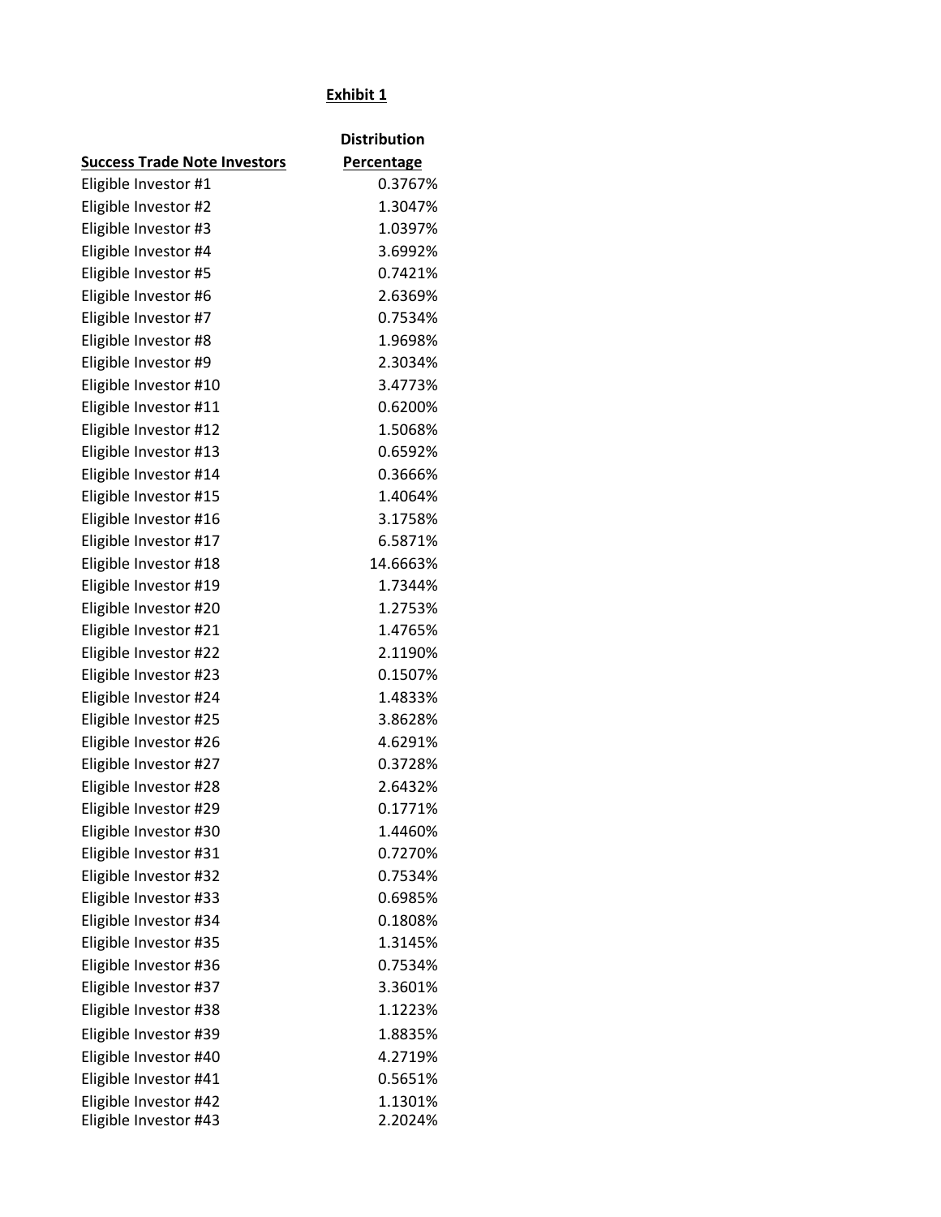**Exhibit 1**

| Success Trade Note Investors | Distribution Percentage |
|---|---|
| Eligible Investor #1 | 0.3767% |
| Eligible Investor #2 | 1.3047% |
| Eligible Investor #3 | 1.0397% |
| Eligible Investor #4 | 3.6992% |
| Eligible Investor #5 | 0.7421% |
| Eligible Investor #6 | 2.6369% |
| Eligible Investor #7 | 0.7534% |
| Eligible Investor #8 | 1.9698% |
| Eligible Investor #9 | 2.3034% |
| Eligible Investor #10 | 3.4773% |
| Eligible Investor #11 | 0.6200% |
| Eligible Investor #12 | 1.5068% |
| Eligible Investor #13 | 0.6592% |
| Eligible Investor #14 | 0.3666% |
| Eligible Investor #15 | 1.4064% |
| Eligible Investor #16 | 3.1758% |
| Eligible Investor #17 | 6.5871% |
| Eligible Investor #18 | 14.6663% |
| Eligible Investor #19 | 1.7344% |
| Eligible Investor #20 | 1.2753% |
| Eligible Investor #21 | 1.4765% |
| Eligible Investor #22 | 2.1190% |
| Eligible Investor #23 | 0.1507% |
| Eligible Investor #24 | 1.4833% |
| Eligible Investor #25 | 3.8628% |
| Eligible Investor #26 | 4.6291% |
| Eligible Investor #27 | 0.3728% |
| Eligible Investor #28 | 2.6432% |
| Eligible Investor #29 | 0.1771% |
| Eligible Investor #30 | 1.4460% |
| Eligible Investor #31 | 0.7270% |
| Eligible Investor #32 | 0.7534% |
| Eligible Investor #33 | 0.6985% |
| Eligible Investor #34 | 0.1808% |
| Eligible Investor #35 | 1.3145% |
| Eligible Investor #36 | 0.7534% |
| Eligible Investor #37 | 3.3601% |
| Eligible Investor #38 | 1.1223% |
| Eligible Investor #39 | 1.8835% |
| Eligible Investor #40 | 4.2719% |
| Eligible Investor #41 | 0.5651% |
| Eligible Investor #42 | 1.1301% |
| Eligible Investor #43 | 2.2024% |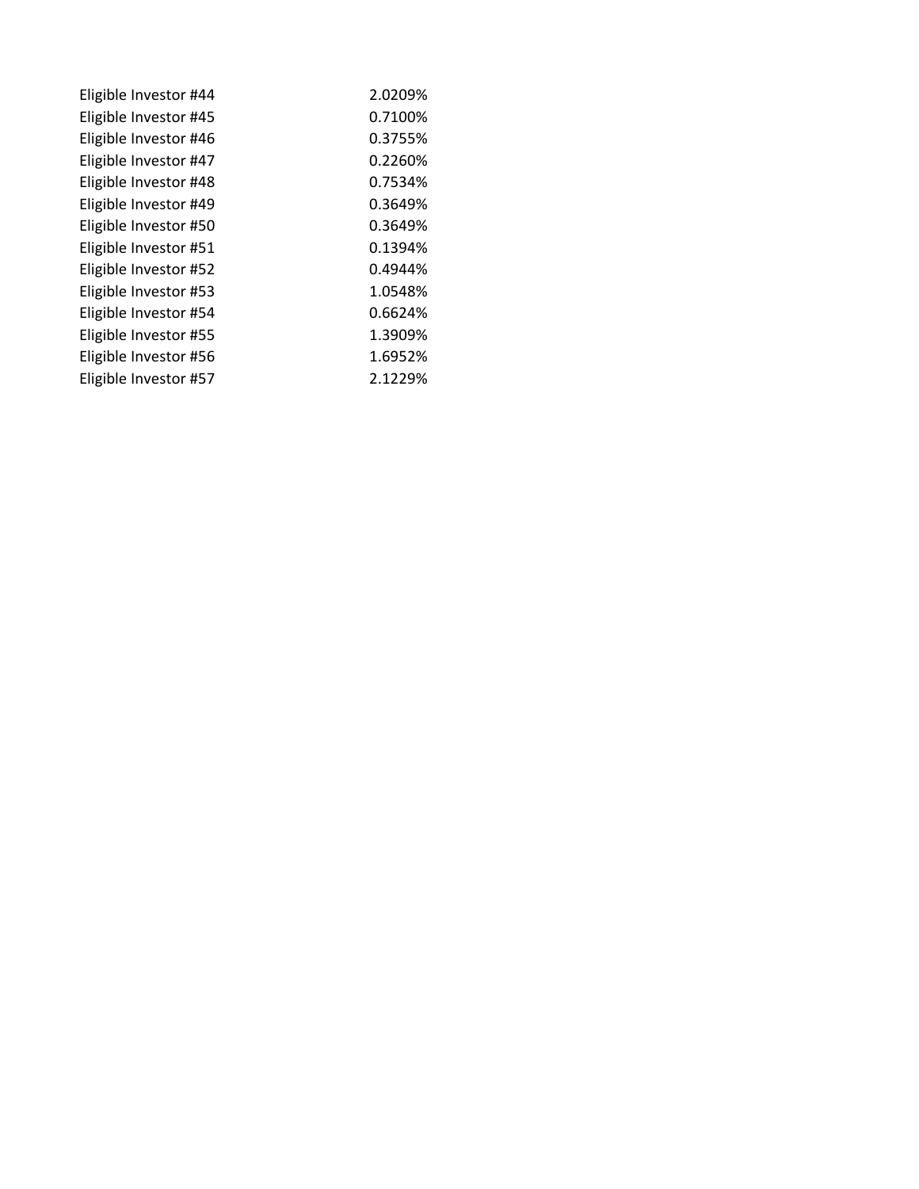| | |
|---|---|
| Eligible Investor #44 | 2.0209% |
| Eligible Investor #45 | 0.7100% |
| Eligible Investor #46 | 0.3755% |
| Eligible Investor #47 | 0.2260% |
| Eligible Investor #48 | 0.7534% |
| Eligible Investor #49 | 0.3649% |
| Eligible Investor #50 | 0.3649% |
| Eligible Investor #51 | 0.1394% |
| Eligible Investor #52 | 0.4944% |
| Eligible Investor #53 | 1.0548% |
| Eligible Investor #54 | 0.6624% |
| Eligible Investor #55 | 1.3909% |
| Eligible Investor #56 | 1.6952% |
| Eligible Investor #57 | 2.1229% |